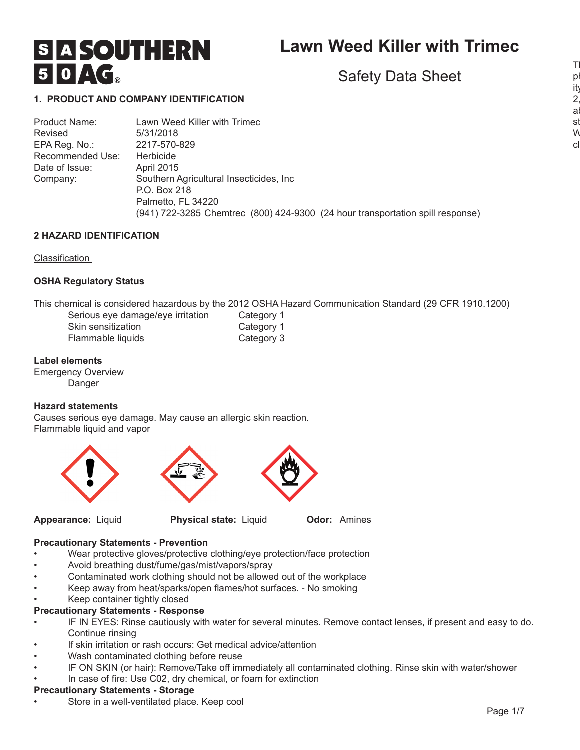# Lawn Weed Killer with Trimec

## Safety Data Sheet

### 1. PRODUCT AND COMPANY IDENTIFICATION

| | |
|---|---|
| Product Name: | Lawn Weed Killer with Trimec |
| Revised | 5/31/2018 |
| EPA Reg. No.: | 2217-570-829 |
| Recommended Use: | Herbicide |
| Date of Issue: | April 2015 |
| Company: | Southern Agricultural Insecticides, Inc<br>P.O. Box 218<br>Palmetto, FL 34220<br>(941) 722-3285 Chemtrec (800) 424-9300 (24 hour transportation spill response) |

### 2 HAZARD IDENTIFICATION

Classification

**OSHA Regulatory Status**

This chemical is considered hazardous by the 2012 OSHA Hazard Communication Standard (29 CFR 1910.1200)

| | |
|---|---|
| Serious eye damage/eye irritation | Category 1 |
| Skin sensitization | Category 1 |
| Flammable liquids | Category 3 |

**Label elements**

Emergency Overview

Danger

**Hazard statements**

Causes serious eye damage. May cause an allergic skin reaction.
Flammable liquid and vapor

**Appearance:** Liquid **Physical state:** Liquid **Odor:** Amines

**Precautionary Statements - Prevention**

- Wear protective gloves/protective clothing/eye protection/face protection
- Avoid breathing dust/fume/gas/mist/vapors/spray
- Contaminated work clothing should not be allowed out of the workplace
- Keep away from heat/sparks/open flames/hot surfaces. - No smoking
- Keep container tightly closed

**Precautionary Statements - Response**

- IF IN EYES: Rinse cautiously with water for several minutes. Remove contact lenses, if present and easy to do. Continue rinsing
- If skin irritation or rash occurs: Get medical advice/attention
- Wash contaminated clothing before reuse
- IF ON SKIN (or hair): Remove/Take off immediately all contaminated clothing. Rinse skin with water/shower
- In case of fire: Use C02, dry chemical, or foam for extinction

**Precautionary Statements - Storage**

- Store in a well-ventilated place. Keep cool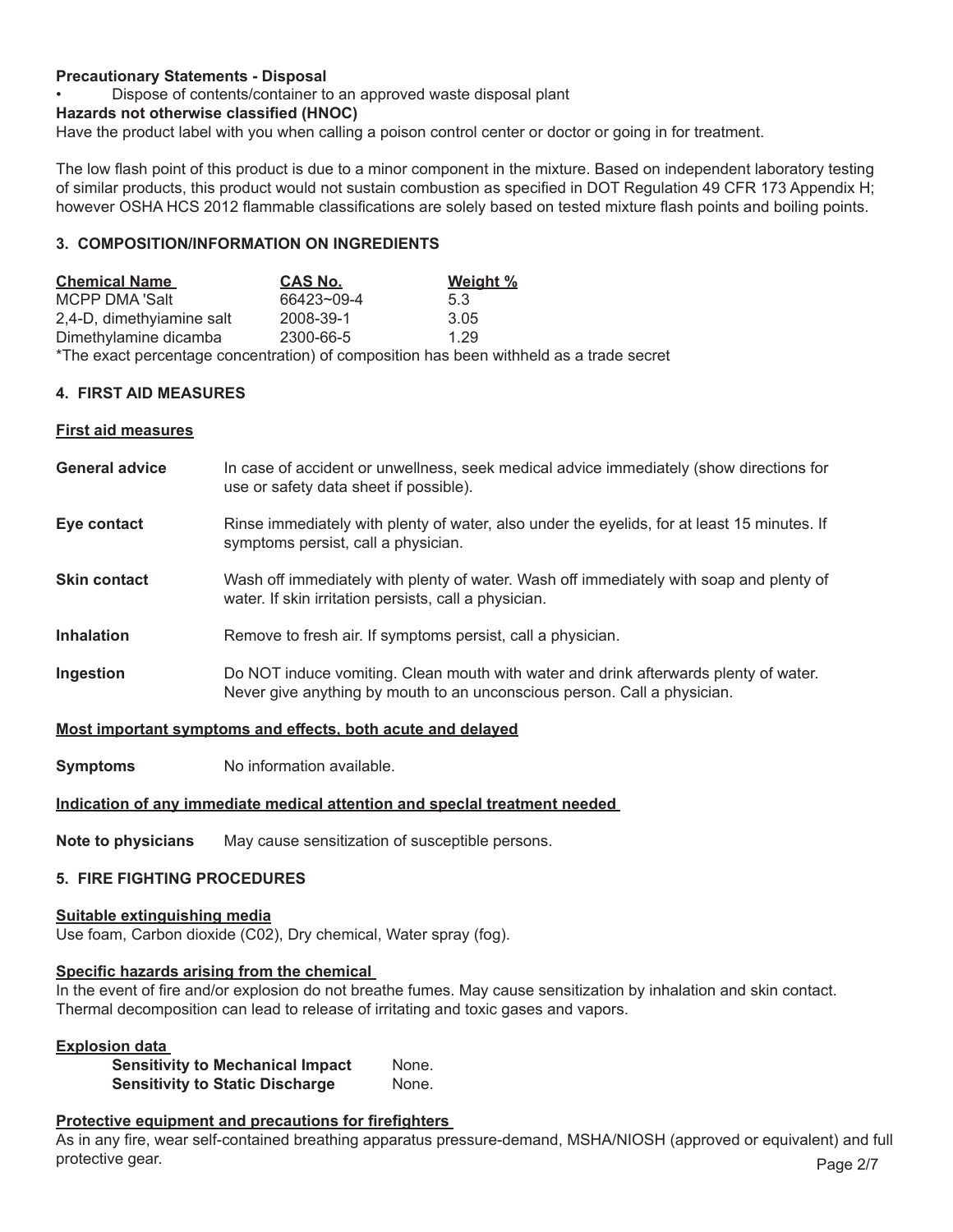**Precautionary Statements - Disposal**

- Dispose of contents/container to an approved waste disposal plant

**Hazards not otherwise classified (HNOC)**

Have the product label with you when calling a poison control center or doctor or going in for treatment.

The low flash point of this product is due to a minor component in the mixture. Based on independent laboratory testing of similar products, this product would not sustain combustion as specified in DOT Regulation 49 CFR 173 Appendix H; however OSHA HCS 2012 flammable classifications are solely based on tested mixture flash points and boiling points.

## 3. COMPOSITION/INFORMATION ON INGREDIENTS

| Chemical Name | CAS No. | Weight % |
|---|---|---|
| MCPP DMA 'Salt | 66423~09-4 | 5.3 |
| 2,4-D, dimethyiamine salt | 2008-39-1 | 3.05 |
| Dimethylamine dicamba | 2300-66-5 | 1.29 |

*The exact percentage concentration) of composition has been withheld as a trade secret

## 4. FIRST AID MEASURES

### First aid measures

**General advice** In case of accident or unwellness, seek medical advice immediately (show directions for use or safety data sheet if possible).

**Eye contact** Rinse immediately with plenty of water, also under the eyelids, for at least 15 minutes. If symptoms persist, call a physician.

**Skin contact** Wash off immediately with plenty of water. Wash off immediately with soap and plenty of water. If skin irritation persists, call a physician.

**Inhalation** Remove to fresh air. If symptoms persist, call a physician.

**Ingestion** Do NOT induce vomiting. Clean mouth with water and drink afterwards plenty of water. Never give anything by mouth to an unconscious person. Call a physician.

### Most important symptoms and effects, both acute and delayed

**Symptoms** No information available.

### Indication of any immediate medical attention and speclal treatment needed

**Note to physicians** May cause sensitization of susceptible persons.

## 5. FIRE FIGHTING PROCEDURES

### Suitable extinguishing media

Use foam, Carbon dioxide (C02), Dry chemical, Water spray (fog).

### Specific hazards arising from the chemical

In the event of fire and/or explosion do not breathe fumes. May cause sensitization by inhalation and skin contact. Thermal decomposition can lead to release of irritating and toxic gases and vapors.

### Explosion data

**Sensitivity to Mechanical Impact** None.
**Sensitivity to Static Discharge** None.

### Protective equipment and precautions for firefighters

As in any fire, wear self-contained breathing apparatus pressure-demand, MSHA/NIOSH (approved or equivalent) and full protective gear.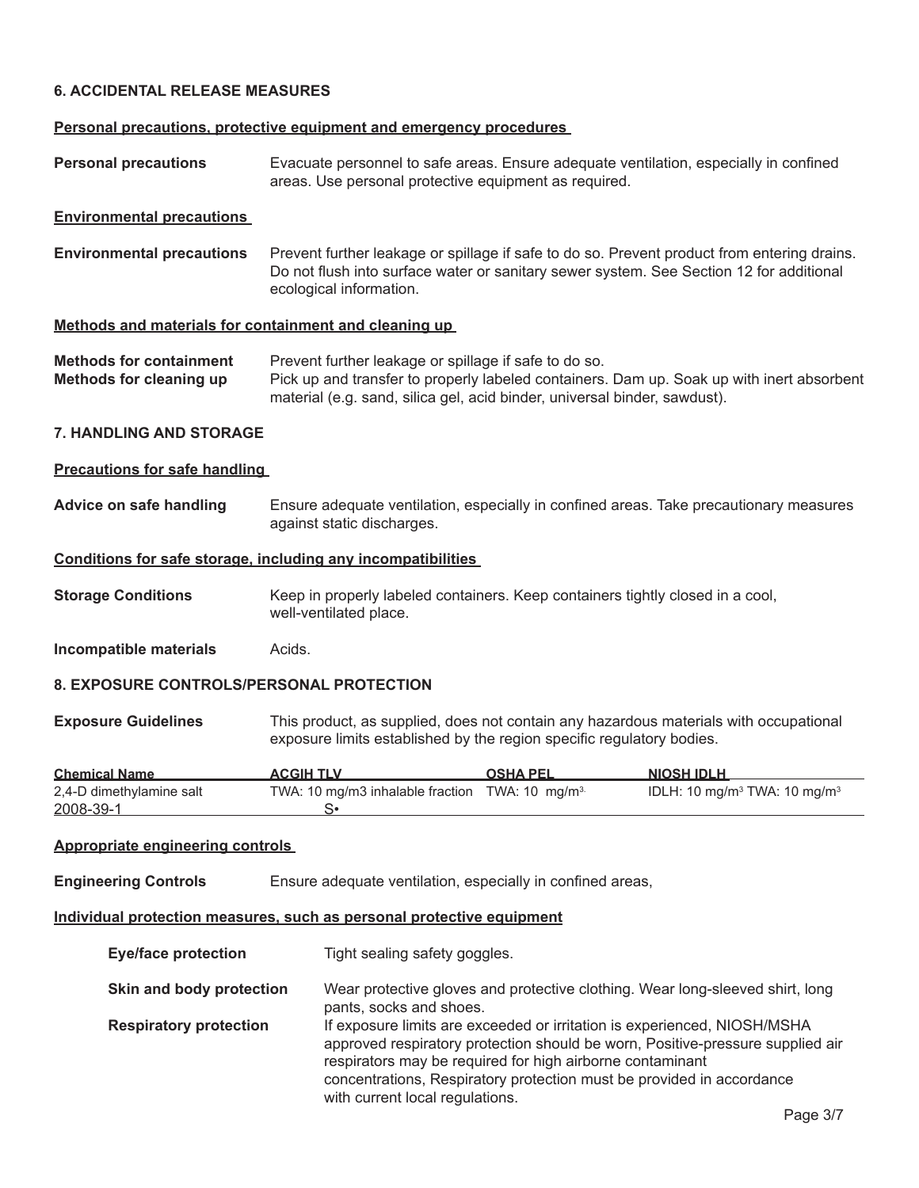## 6. ACCIDENTAL RELEASE MEASURES

### Personal precautions, protective equipment and emergency procedures

**Personal precautions** Evacuate personnel to safe areas. Ensure adequate ventilation, especially in confined areas. Use personal protective equipment as required.

### Environmental precautions

**Environmental precautions** Prevent further leakage or spillage if safe to do so. Prevent product from entering drains. Do not flush into surface water or sanitary sewer system. See Section 12 for additional ecological information.

### Methods and materials for containment and cleaning up

**Methods for containment** Prevent further leakage or spillage if safe to do so.

**Methods for cleaning up** Pick up and transfer to properly labeled containers. Dam up. Soak up with inert absorbent material (e.g. sand, silica gel, acid binder, universal binder, sawdust).

## 7. HANDLING AND STORAGE

### Precautions for safe handling

**Advice on safe handling** Ensure adequate ventilation, especially in confined areas. Take precautionary measures against static discharges.

### Conditions for safe storage, including any incompatibilities

**Storage Conditions** Keep in properly labeled containers. Keep containers tightly closed in a cool, well-ventilated place.

**Incompatible materials** Acids.

## 8. EXPOSURE CONTROLS/PERSONAL PROTECTION

**Exposure Guidelines** This product, as supplied, does not contain any hazardous materials with occupational exposure limits established by the region specific regulatory bodies.

| Chemical Name | ACGIH TLV | OSHA PEL | NIOSH IDLH |
|---|---|---|---|
| 2,4-D dimethylamine salt 2008-39-1 | TWA: 10 mg/m3 inhalable fraction S• | TWA: 10 mg/m$^3$ | IDLH: 10 mg/m$^3$ TWA: 10 mg/m$^3$ |

### Appropriate engineering controls

**Engineering Controls** Ensure adequate ventilation, especially in confined areas,

### Individual protection measures, such as personal protective equipment

**Eye/face protection** Tight sealing safety goggles.

**Skin and body protection** Wear protective gloves and protective clothing. Wear long-sleeved shirt, long pants, socks and shoes.

**Respiratory protection** If exposure limits are exceeded or irritation is experienced, NIOSH/MSHA approved respiratory protection should be worn, Positive-pressure supplied air respirators may be required for high airborne contaminant concentrations, Respiratory protection must be provided in accordance with current local regulations.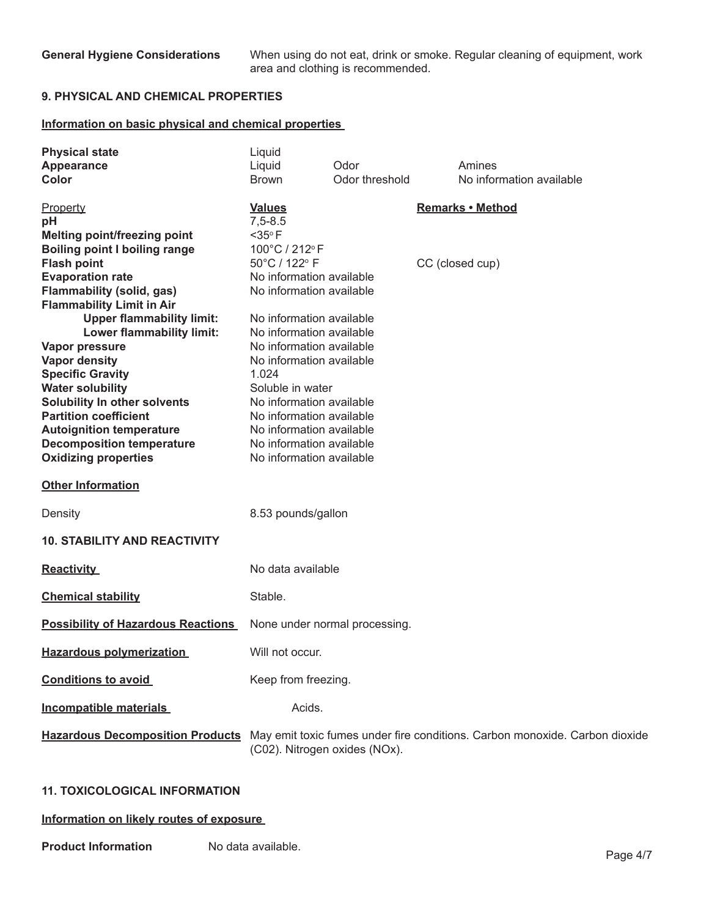**General Hygiene Considerations** When using do not eat, drink or smoke. Regular cleaning of equipment, work area and clothing is recommended.

## 9. PHYSICAL AND CHEMICAL PROPERTIES

### Information on basic physical and chemical properties

| | | | |
|---|---|---|---|
| **Physical state** | Liquid | | |
| **Appearance** | Liquid | Odor | Amines |
| **Color** | Brown | Odor threshold | No information available |

| Property | **Values** | **Remarks • Method** |
|---|---|---|
| **pH** | 7,5-8.5 | |
| **Melting point/freezing point** | <35° F | |
| **Boiling point I boiling range** | 100°C / 212° F | |
| **Flash point** | 50°C / 122° F | CC (closed cup) |
| **Evaporation rate** | No information available | |
| **Flammability (solid, gas)** | No information available | |
| **Flammability Limit in Air** | | |
| **Upper flammability limit:** | No information available | |
| **Lower flammability limit:** | No information available | |
| **Vapor pressure** | No information available | |
| **Vapor density** | No information available | |
| **Specific Gravity** | 1.024 | |
| **Water solubility** | Soluble in water | |
| **Solubility In other solvents** | No information available | |
| **Partition coefficient** | No information available | |
| **Autoignition temperature** | No information available | |
| **Decomposition temperature** | No information available | |
| **Oxidizing properties** | No information available | |

### Other Information

Density 8.53 pounds/gallon

## 10. STABILITY AND REACTIVITY

**Reactivity** No data available

**Chemical stability** Stable.

**Possibility of Hazardous Reactions** None under normal processing.

**Hazardous polymerization** Will not occur.

**Conditions to avoid** Keep from freezing.

**Incompatible materials** Acids.

**Hazardous Decomposition Products** May emit toxic fumes under fire conditions. Carbon monoxide. Carbon dioxide (C02). Nitrogen oxides (NOx).

## 11. TOXICOLOGICAL INFORMATION

### Information on likely routes of exposure

**Product Information** No data available.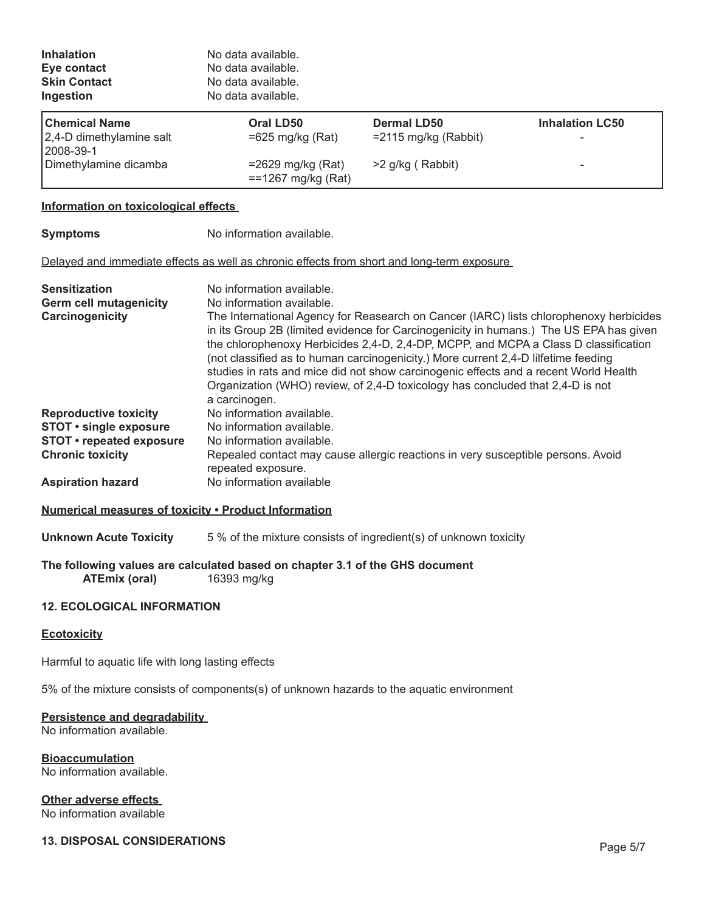**Inhalation** No data available.
**Eye contact** No data available.
**Skin Contact** No data available.
**Ingestion** No data available.

| Chemical Name | Oral LD50 | Dermal LD50 | Inhalation LC50 |
|---|---|---|---|
| 2,4-D dimethylamine salt 2008-39-1 | =625 mg/kg (Rat) | =2115 mg/kg (Rabbit) | - |
| Dimethylamine dicamba | =2629 mg/kg (Rat) ==1267 mg/kg (Rat) | >2 g/kg ( Rabbit) | - |

**Information on toxicological effects**

**Symptoms** No information available.

Delayed and immediate effects as well as chronic effects from short and long-term exposure

**Sensitization** No information available.

**Germ cell mutagenicity** No information available.

**Carcinogenicity** The International Agency for Reasearch on Cancer (IARC) lists chlorophenoxy herbicides in its Group 2B (limited evidence for Carcinogenicity in humans.) The US EPA has given the chlorophenoxy Herbicides 2,4-D, 2,4-DP, MCPP, and MCPA a Class D classification (not classified as to human carcinogenicity.) More current 2,4-D lilfetime feeding studies in rats and mice did not show carcinogenic effects and a recent World Health Organization (WHO) review, of 2,4-D toxicology has concluded that 2,4-D is not a carcinogen.

**Reproductive toxicity** No information available.

**STOT • single exposure** No information available.

**STOT • repeated exposure** No information available.

**Chronic toxicity** Repealed contact may cause allergic reactions in very susceptible persons. Avoid repeated exposure.

**Aspiration hazard** No information available

**Numerical measures of toxicity • Product Information**

**Unknown Acute Toxicity** 5 % of the mixture consists of ingredient(s) of unknown toxicity

**The following values are calculated based on chapter 3.1 of the GHS document**

**ATEmix (oral)** 16393 mg/kg

## 12. ECOLOGICAL INFORMATION

**Ecotoxicity**

Harmful to aquatic life with long lasting effects

5% of the mixture consists of components(s) of unknown hazards to the aquatic environment

**Persistence and degradability**

No information available.

**Bioaccumulation**

No information available.

**Other adverse effects**

No information available

## 13. DISPOSAL CONSIDERATIONS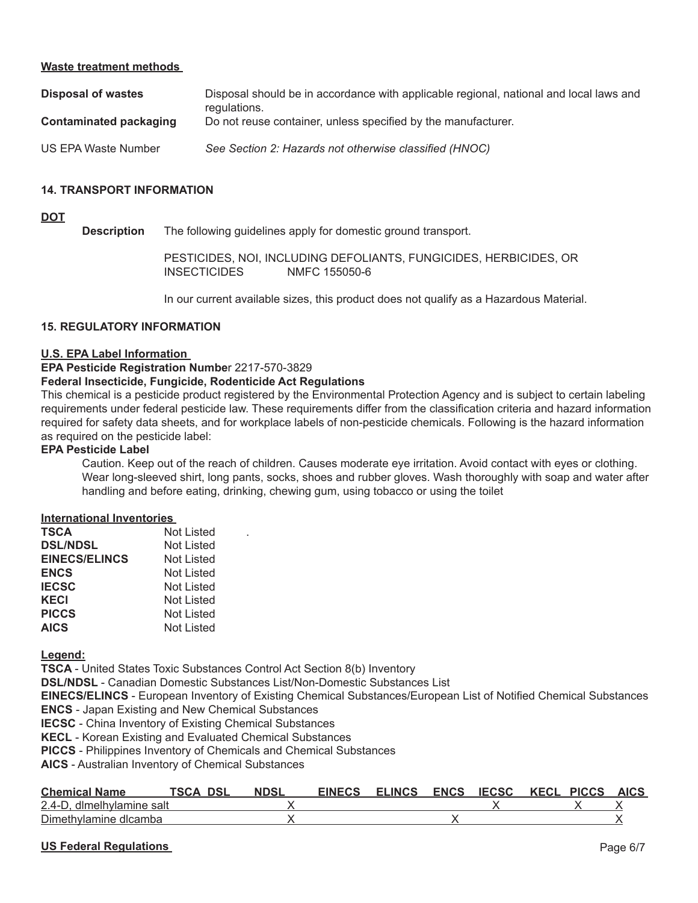**Waste treatment methods**

| | |
|---|---|
| **Disposal of wastes** | Disposal should be in accordance with applicable regional, national and local laws and regulations. |
| **Contaminated packaging** | Do not reuse container, unless specified by the manufacturer. |
| US EPA Waste Number | *See Section 2: Hazards not otherwise classified (HNOC)* |

## 14. TRANSPORT INFORMATION

**DOT**

**Description** The following guidelines apply for domestic ground transport.

PESTICIDES, NOI, INCLUDING DEFOLIANTS, FUNGICIDES, HERBICIDES, OR INSECTICIDES NMFC 155050-6

In our current available sizes, this product does not qualify as a Hazardous Material.

## 15. REGULATORY INFORMATION

**U.S. EPA Label Information**

**EPA Pesticide Registration Number** 2217-570-3829

**Federal Insecticide, Fungicide, Rodenticide Act Regulations**

This chemical is a pesticide product registered by the Environmental Protection Agency and is subject to certain labeling requirements under federal pesticide law. These requirements differ from the classification criteria and hazard information required for safety data sheets, and for workplace labels of non-pesticide chemicals. Following is the hazard information as required on the pesticide label:

**EPA Pesticide Label**

Caution. Keep out of the reach of children. Causes moderate eye irritation. Avoid contact with eyes or clothing. Wear long-sleeved shirt, long pants, socks, shoes and rubber gloves. Wash thoroughly with soap and water after handling and before eating, drinking, chewing gum, using tobacco or using the toilet

**International Inventories**

| | |
|---|---|
| **TSCA** | Not Listed |
| **DSL/NDSL** | Not Listed |
| **EINECS/ELINCS** | Not Listed |
| **ENCS** | Not Listed |
| **IECSC** | Not Listed |
| **KECI** | Not Listed |
| **PICCS** | Not Listed |
| **AICS** | Not Listed |

**Legend:**

**TSCA** - United States Toxic Substances Control Act Section 8(b) Inventory
**DSL/NDSL** - Canadian Domestic Substances List/Non-Domestic Substances List
**EINECS/ELINCS** - European Inventory of Existing Chemical Substances/European List of Notified Chemical Substances
**ENCS** - Japan Existing and New Chemical Substances
**IECSC** - China Inventory of Existing Chemical Substances
**KECL** - Korean Existing and Evaluated Chemical Substances
**PICCS** - Philippines Inventory of Chemicals and Chemical Substances
**AICS** - Australian Inventory of Chemical Substances

| Chemical Name | TSCA | DSL | NDSL | EINECS | ELINCS | ENCS | IECSC | KECL | PICCS | AICS |
|---|---|---|---|---|---|---|---|---|---|---|
| 2.4-D, dlmelhylamine salt | | | X | | | | X | | X | X |
| Dimethylamine dlcamba | | | X | | | X | | | | X |

**US Federal Regulations**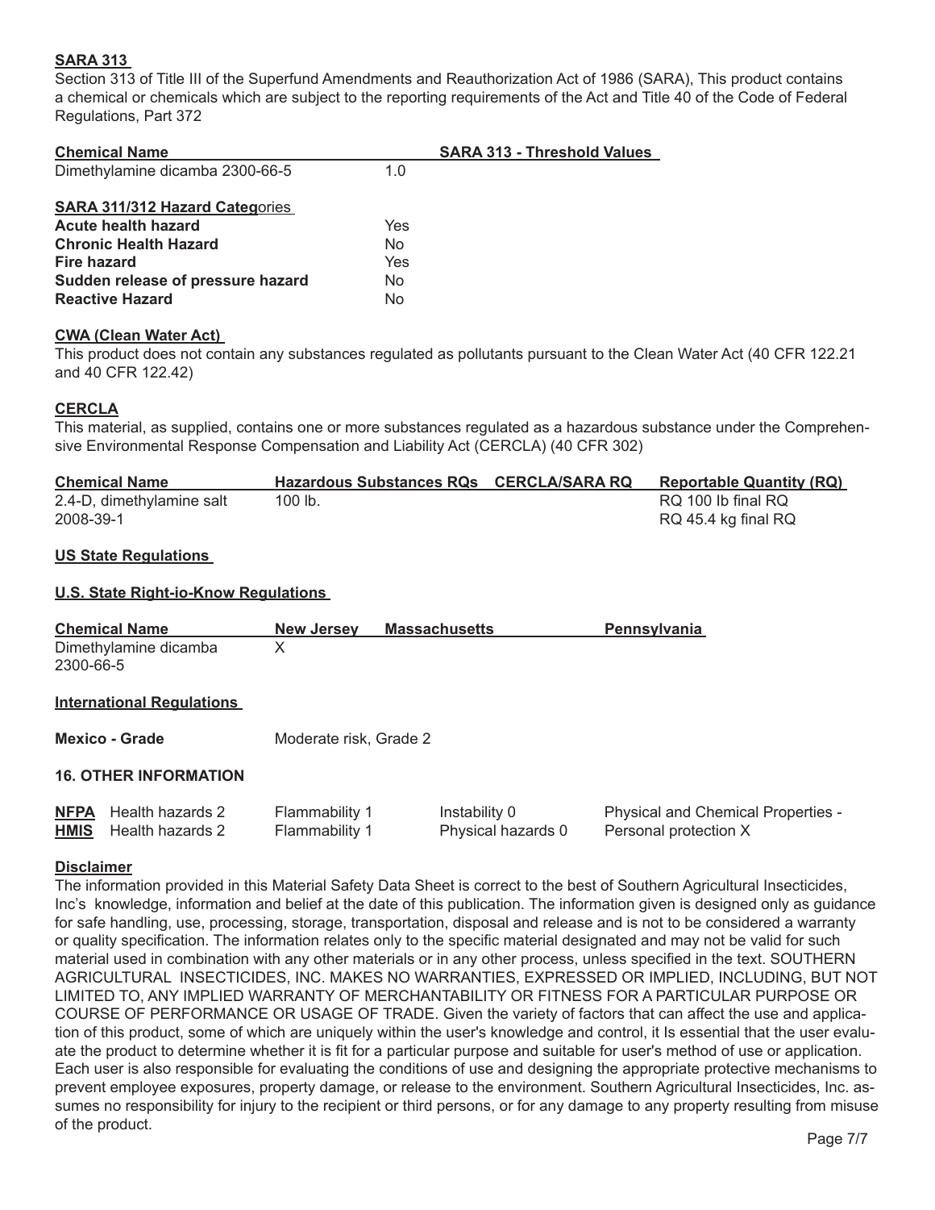**SARA 313**

Section 313 of Title III of the Superfund Amendments and Reauthorization Act of 1986 (SARA), This product contains a chemical or chemicals which are subject to the reporting requirements of the Act and Title 40 of the Code of Federal Regulations, Part 372

| Chemical Name | SARA 313 - Threshold Values |
|---|---|
| Dimethylamine dicamba 2300-66-5 | 1.0 |

| SARA 311/312 Hazard Categories | |
|---|---|
| **Acute health hazard** | Yes |
| **Chronic Health Hazard** | No |
| **Fire hazard** | Yes |
| **Sudden release of pressure hazard** | No |
| **Reactive Hazard** | No |

**CWA (Clean Water Act)**

This product does not contain any substances regulated as pollutants pursuant to the Clean Water Act (40 CFR 122.21 and 40 CFR 122.42)

**CERCLA**

This material, as supplied, contains one or more substances regulated as a hazardous substance under the Comprehensive Environmental Response Compensation and Liability Act (CERCLA) (40 CFR 302)

| Chemical Name | Hazardous Substances RQs | CERCLA/SARA RQ | Reportable Quantity (RQ) |
|---|---|---|---|
| 2.4-D, dimethylamine salt 2008-39-1 | 100 lb. | | RQ 100 lb final RQ<br>RQ 45.4 kg final RQ |

**US State Regulations**

**U.S. State Right-io-Know Regulations**

| Chemical Name | New Jersey | Massachusetts | Pennsylvania |
|---|---|---|---|
| Dimethylamine dicamba 2300-66-5 | X | | |

**International Regulations**

**Mexico - Grade** Moderate risk, Grade 2

**16. OTHER INFORMATION**

| | | | | |
|---|---|---|---|---|
| **NFPA** | Health hazards 2 | Flammability 1 | Instability 0 | Physical and Chemical Properties - |
| **HMIS** | Health hazards 2 | Flammability 1 | Physical hazards 0 | Personal protection X |

**Disclaimer**

The information provided in this Material Safety Data Sheet is correct to the best of Southern Agricultural Insecticides, Inc's knowledge, information and belief at the date of this publication. The information given is designed only as guidance for safe handling, use, processing, storage, transportation, disposal and release and is not to be considered a warranty or quality specification. The information relates only to the specific material designated and may not be valid for such material used in combination with any other materials or in any other process, unless specified in the text. SOUTHERN AGRICULTURAL INSECTICIDES, INC. MAKES NO WARRANTIES, EXPRESSED OR IMPLIED, INCLUDING, BUT NOT LIMITED TO, ANY IMPLIED WARRANTY OF MERCHANTABILITY OR FITNESS FOR A PARTICULAR PURPOSE OR COURSE OF PERFORMANCE OR USAGE OF TRADE. Given the variety of factors that can affect the use and application of this product, some of which are uniquely within the user's knowledge and control, it Is essential that the user evaluate the product to determine whether it is fit for a particular purpose and suitable for user's method of use or application. Each user is also responsible for evaluating the conditions of use and designing the appropriate protective mechanisms to prevent employee exposures, property damage, or release to the environment. Southern Agricultural Insecticides, Inc. assumes no responsibility for injury to the recipient or third persons, or for any damage to any property resulting from misuse of the product.